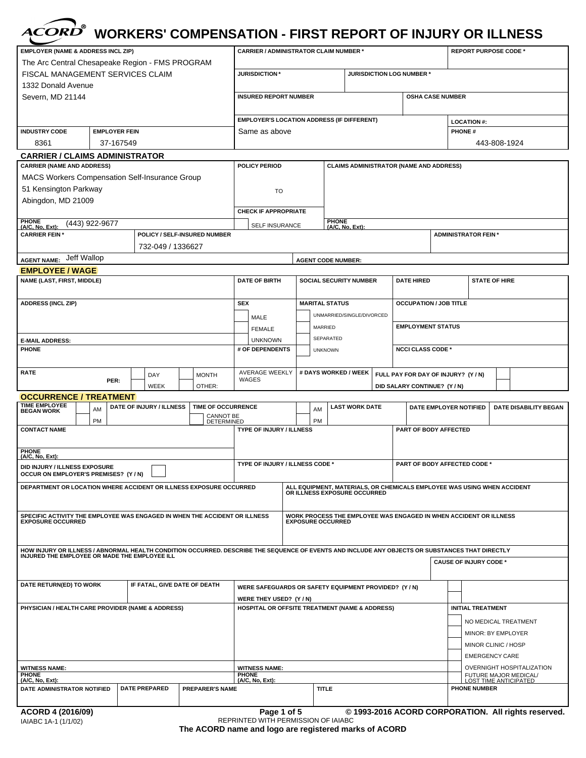# ACORD® WORKERS' COMPENSATION - FIRST REPORT OF INJURY OR ILLNESS

| EMPLOYER (NAME & ADDRESS INCL ZIP) | CARRIER / ADMINISTRATOR CLAIM NUMBER * | REPORT PURPOSE CODE * |
|---|---|---|
| The Arc Central Chesapeake Region - FMS PROGRAM<br>FISCAL MANAGEMENT SERVICES CLAIM<br>1332 Donald Avenue<br>Severn, MD 21144 | JURISDICTION * / JURISDICTION LOG NUMBER * | |
| | INSURED REPORT NUMBER / OSHA CASE NUMBER | |
| | EMPLOYER'S LOCATION ADDRESS (IF DIFFERENT): Same as above | LOCATION #: |
| INDUSTRY CODE: 8361 / EMPLOYER FEIN: 37-167549 | | PHONE #: 443-808-1924 |

## CARRIER / CLAIMS ADMINISTRATOR

| CARRIER (NAME AND ADDRESS) | POLICY PERIOD | CLAIMS ADMINISTRATOR (NAME AND ADDRESS) |
|---|---|---|
| MACS Workers Compensation Self-Insurance Group<br>51 Kensington Parkway<br>Abingdon, MD 21009 | TO | |
| | CHECK IF APPROPRIATE: SELF INSURANCE | |
| PHONE (A/C, No, Ext): (443) 922-9677 | | PHONE (A/C, No, Ext): |
| CARRIER FEIN * | POLICY / SELF-INSURED NUMBER: 732-049 / 1336627 | ADMINISTRATOR FEIN * |
| AGENT NAME: Jeff Wallop | AGENT CODE NUMBER: | |

## EMPLOYEE / WAGE

| NAME (LAST, FIRST, MIDDLE) | DATE OF BIRTH | SOCIAL SECURITY NUMBER | DATE HIRED | STATE OF HIRE |
|---|---|---|---|---|
| | | | | |
| ADDRESS (INCL ZIP) | SEX: MALE / FEMALE / UNKNOWN | MARITAL STATUS: UNMARRIED/SINGLE/DIVORCED / MARRIED / SEPARATED / UNKNOWN | OCCUPATION / JOB TITLE | |
| E-MAIL ADDRESS: | | | EMPLOYMENT STATUS | |
| PHONE | # OF DEPENDENTS | | NCCI CLASS CODE * | |
| RATE PER: DAY / WEEK / MONTH / OTHER: | AVERAGE WEEKLY WAGES | # DAYS WORKED / WEEK | FULL PAY FOR DAY OF INJURY? (Y / N) | DID SALARY CONTINUE? (Y / N) |

## OCCURRENCE / TREATMENT

| TIME EMPLOYEE BEGAN WORK (AM / PM) | DATE OF INJURY / ILLNESS | TIME OF OCCURRENCE (CANNOT BE DETERMINED) (AM / PM) | LAST WORK DATE | DATE EMPLOYER NOTIFIED | DATE DISABILITY BEGAN |
|---|---|---|---|---|---|
| | | | | | |

| CONTACT NAME | TYPE OF INJURY / ILLNESS | PART OF BODY AFFECTED |
|---|---|---|
| PHONE (A/C, No, Ext): | | |
| DID INJURY / ILLNESS EXPOSURE OCCUR ON EMPLOYER'S PREMISES? (Y / N) | TYPE OF INJURY / ILLNESS CODE * | PART OF BODY AFFECTED CODE * |

| DEPARTMENT OR LOCATION WHERE ACCIDENT OR ILLNESS EXPOSURE OCCURRED | ALL EQUIPMENT, MATERIALS, OR CHEMICALS EMPLOYEE WAS USING WHEN ACCIDENT OR ILLNESS EXPOSURE OCCURRED |
|---|---|
| | |
| SPECIFIC ACTIVITY THE EMPLOYEE WAS ENGAGED IN WHEN THE ACCIDENT OR ILLNESS EXPOSURE OCCURRED | WORK PROCESS THE EMPLOYEE WAS ENGAGED IN WHEN ACCIDENT OR ILLNESS EXPOSURE OCCURRED |
| | |

HOW INJURY OR ILLNESS / ABNORMAL HEALTH CONDITION OCCURRED. DESCRIBE THE SEQUENCE OF EVENTS AND INCLUDE ANY OBJECTS OR SUBSTANCES THAT DIRECTLY INJURED THE EMPLOYEE OR MADE THE EMPLOYEE ILL

CAUSE OF INJURY CODE *

| DATE RETURN(ED) TO WORK | IF FATAL, GIVE DATE OF DEATH | WERE SAFEGUARDS OR SAFETY EQUIPMENT PROVIDED? (Y / N) / WERE THEY USED? (Y / N) | |
|---|---|---|---|
| PHYSICIAN / HEALTH CARE PROVIDER (NAME & ADDRESS) | | HOSPITAL OR OFFSITE TREATMENT (NAME & ADDRESS) | INITIAL TREATMENT: NO MEDICAL TREATMENT / MINOR: BY EMPLOYER / MINOR CLINIC / HOSP / EMERGENCY CARE / OVERNIGHT HOSPITALIZATION / FUTURE MAJOR MEDICAL/ LOST TIME ANTICIPATED |
| WITNESS NAME:<br>PHONE (A/C, No, Ext): | | WITNESS NAME:<br>PHONE (A/C, No, Ext): | |

| DATE ADMINISTRATOR NOTIFIED | DATE PREPARED | PREPARER'S NAME | TITLE | PHONE NUMBER |
|---|---|---|---|---|
| | | | | |

ACORD 4 (2016/09)
IAIABC 1A-1 (1/1/02)

© 1993-2016 ACORD CORPORATION. All rights reserved.
REPRINTED WITH PERMISSION OF IAIABC
The ACORD name and logo are registered marks of ACORD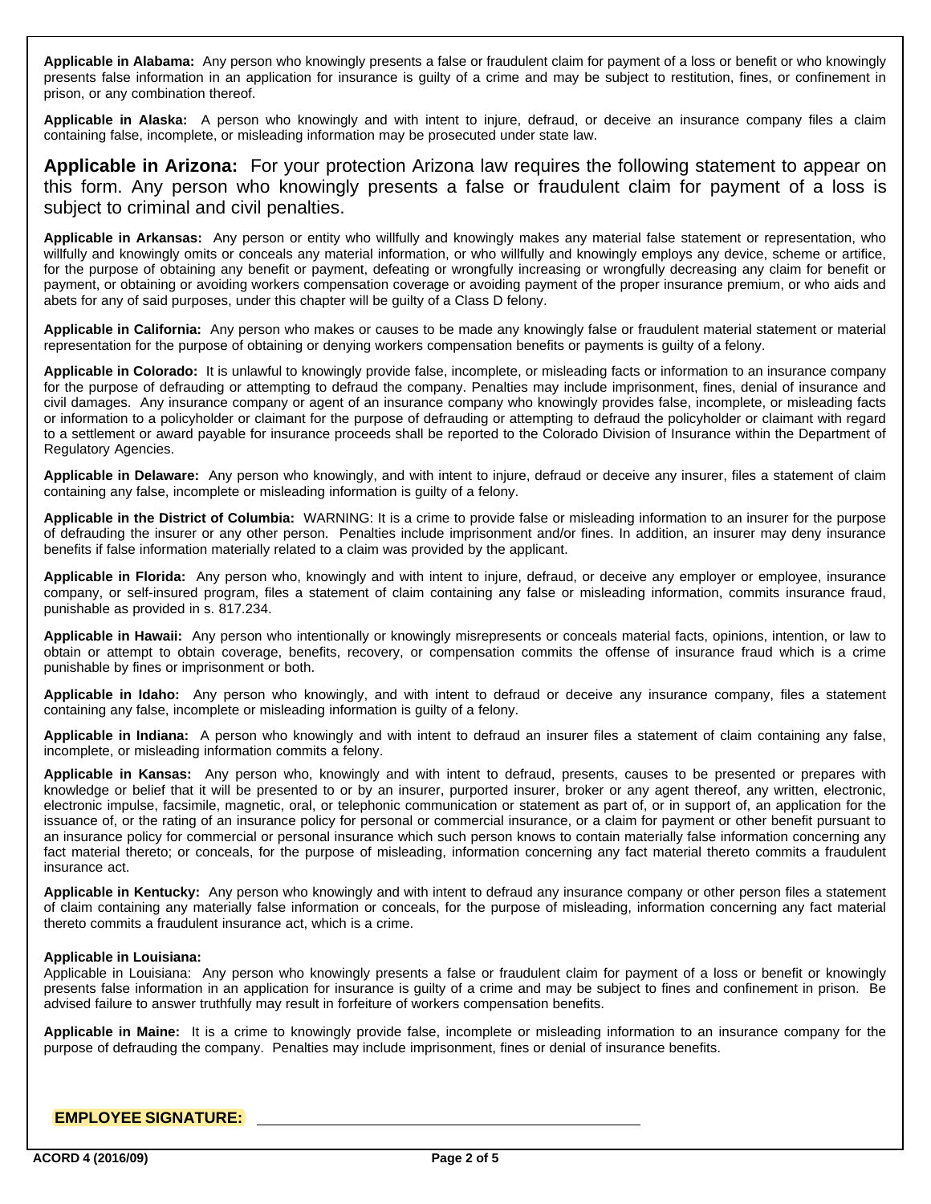**Applicable in Alabama:** Any person who knowingly presents a false or fraudulent claim for payment of a loss or benefit or who knowingly presents false information in an application for insurance is guilty of a crime and may be subject to restitution, fines, or confinement in prison, or any combination thereof.

**Applicable in Alaska:** A person who knowingly and with intent to injure, defraud, or deceive an insurance company files a claim containing false, incomplete, or misleading information may be prosecuted under state law.

**Applicable in Arizona:** For your protection Arizona law requires the following statement to appear on this form. Any person who knowingly presents a false or fraudulent claim for payment of a loss is subject to criminal and civil penalties.

**Applicable in Arkansas:** Any person or entity who willfully and knowingly makes any material false statement or representation, who willfully and knowingly omits or conceals any material information, or who willfully and knowingly employs any device, scheme or artifice, for the purpose of obtaining any benefit or payment, defeating or wrongfully increasing or wrongfully decreasing any claim for benefit or payment, or obtaining or avoiding workers compensation coverage or avoiding payment of the proper insurance premium, or who aids and abets for any of said purposes, under this chapter will be guilty of a Class D felony.

**Applicable in California:** Any person who makes or causes to be made any knowingly false or fraudulent material statement or material representation for the purpose of obtaining or denying workers compensation benefits or payments is guilty of a felony.

**Applicable in Colorado:** It is unlawful to knowingly provide false, incomplete, or misleading facts or information to an insurance company for the purpose of defrauding or attempting to defraud the company. Penalties may include imprisonment, fines, denial of insurance and civil damages. Any insurance company or agent of an insurance company who knowingly provides false, incomplete, or misleading facts or information to a policyholder or claimant for the purpose of defrauding or attempting to defraud the policyholder or claimant with regard to a settlement or award payable for insurance proceeds shall be reported to the Colorado Division of Insurance within the Department of Regulatory Agencies.

**Applicable in Delaware:** Any person who knowingly, and with intent to injure, defraud or deceive any insurer, files a statement of claim containing any false, incomplete or misleading information is guilty of a felony.

**Applicable in the District of Columbia:** WARNING: It is a crime to provide false or misleading information to an insurer for the purpose of defrauding the insurer or any other person. Penalties include imprisonment and/or fines. In addition, an insurer may deny insurance benefits if false information materially related to a claim was provided by the applicant.

**Applicable in Florida:** Any person who, knowingly and with intent to injure, defraud, or deceive any employer or employee, insurance company, or self-insured program, files a statement of claim containing any false or misleading information, commits insurance fraud, punishable as provided in s. 817.234.

**Applicable in Hawaii:** Any person who intentionally or knowingly misrepresents or conceals material facts, opinions, intention, or law to obtain or attempt to obtain coverage, benefits, recovery, or compensation commits the offense of insurance fraud which is a crime punishable by fines or imprisonment or both.

**Applicable in Idaho:** Any person who knowingly, and with intent to defraud or deceive any insurance company, files a statement containing any false, incomplete or misleading information is guilty of a felony.

**Applicable in Indiana:** A person who knowingly and with intent to defraud an insurer files a statement of claim containing any false, incomplete, or misleading information commits a felony.

**Applicable in Kansas:** Any person who, knowingly and with intent to defraud, presents, causes to be presented or prepares with knowledge or belief that it will be presented to or by an insurer, purported insurer, broker or any agent thereof, any written, electronic, electronic impulse, facsimile, magnetic, oral, or telephonic communication or statement as part of, or in support of, an application for the issuance of, or the rating of an insurance policy for personal or commercial insurance, or a claim for payment or other benefit pursuant to an insurance policy for commercial or personal insurance which such person knows to contain materially false information concerning any fact material thereto; or conceals, for the purpose of misleading, information concerning any fact material thereto commits a fraudulent insurance act.

**Applicable in Kentucky:** Any person who knowingly and with intent to defraud any insurance company or other person files a statement of claim containing any materially false information or conceals, for the purpose of misleading, information concerning any fact material thereto commits a fraudulent insurance act, which is a crime.

**Applicable in Louisiana:**
Applicable in Louisiana: Any person who knowingly presents a false or fraudulent claim for payment of a loss or benefit or knowingly presents false information in an application for insurance is guilty of a crime and may be subject to fines and confinement in prison. Be advised failure to answer truthfully may result in forfeiture of workers compensation benefits.

**Applicable in Maine:** It is a crime to knowingly provide false, incomplete or misleading information to an insurance company for the purpose of defrauding the company. Penalties may include imprisonment, fines or denial of insurance benefits.

**EMPLOYEE SIGNATURE:** ______________________________

ACORD 4 (2016/09)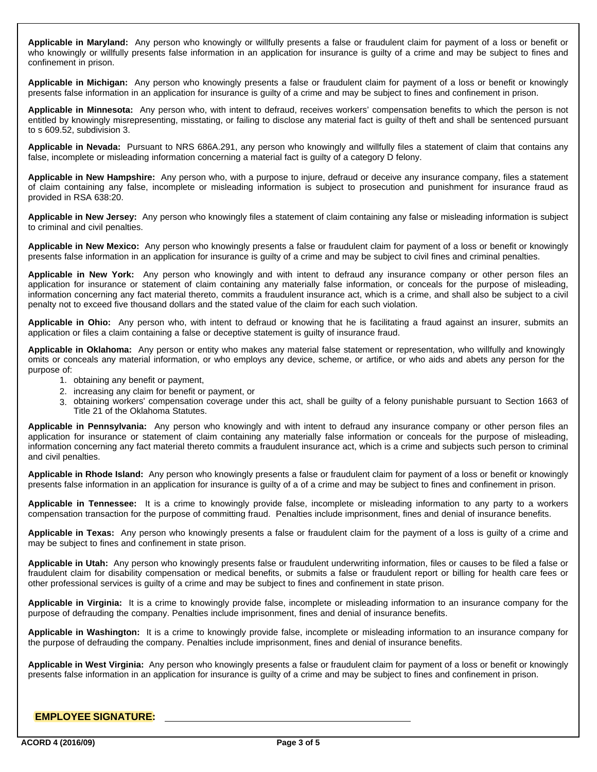**Applicable in Maryland:** Any person who knowingly or willfully presents a false or fraudulent claim for payment of a loss or benefit or who knowingly or willfully presents false information in an application for insurance is guilty of a crime and may be subject to fines and confinement in prison.

**Applicable in Michigan:** Any person who knowingly presents a false or fraudulent claim for payment of a loss or benefit or knowingly presents false information in an application for insurance is guilty of a crime and may be subject to fines and confinement in prison.

**Applicable in Minnesota:** Any person who, with intent to defraud, receives workers' compensation benefits to which the person is not entitled by knowingly misrepresenting, misstating, or failing to disclose any material fact is guilty of theft and shall be sentenced pursuant to s 609.52, subdivision 3.

**Applicable in Nevada:** Pursuant to NRS 686A.291, any person who knowingly and willfully files a statement of claim that contains any false, incomplete or misleading information concerning a material fact is guilty of a category D felony.

**Applicable in New Hampshire:** Any person who, with a purpose to injure, defraud or deceive any insurance company, files a statement of claim containing any false, incomplete or misleading information is subject to prosecution and punishment for insurance fraud as provided in RSA 638:20.

**Applicable in New Jersey:** Any person who knowingly files a statement of claim containing any false or misleading information is subject to criminal and civil penalties.

**Applicable in New Mexico:** Any person who knowingly presents a false or fraudulent claim for payment of a loss or benefit or knowingly presents false information in an application for insurance is guilty of a crime and may be subject to civil fines and criminal penalties.

**Applicable in New York:** Any person who knowingly and with intent to defraud any insurance company or other person files an application for insurance or statement of claim containing any materially false information, or conceals for the purpose of misleading, information concerning any fact material thereto, commits a fraudulent insurance act, which is a crime, and shall also be subject to a civil penalty not to exceed five thousand dollars and the stated value of the claim for each such violation.

**Applicable in Ohio:** Any person who, with intent to defraud or knowing that he is facilitating a fraud against an insurer, submits an application or files a claim containing a false or deceptive statement is guilty of insurance fraud.

**Applicable in Oklahoma:** Any person or entity who makes any material false statement or representation, who willfully and knowingly omits or conceals any material information, or who employs any device, scheme, or artifice, or who aids and abets any person for the purpose of:

1. obtaining any benefit or payment,
2. increasing any claim for benefit or payment, or
3. obtaining workers' compensation coverage under this act, shall be guilty of a felony punishable pursuant to Section 1663 of Title 21 of the Oklahoma Statutes.

**Applicable in Pennsylvania:** Any person who knowingly and with intent to defraud any insurance company or other person files an application for insurance or statement of claim containing any materially false information or conceals for the purpose of misleading, information concerning any fact material thereto commits a fraudulent insurance act, which is a crime and subjects such person to criminal and civil penalties.

**Applicable in Rhode Island:** Any person who knowingly presents a false or fraudulent claim for payment of a loss or benefit or knowingly presents false information in an application for insurance is guilty of a of a crime and may be subject to fines and confinement in prison.

**Applicable in Tennessee:** It is a crime to knowingly provide false, incomplete or misleading information to any party to a workers compensation transaction for the purpose of committing fraud. Penalties include imprisonment, fines and denial of insurance benefits.

**Applicable in Texas:** Any person who knowingly presents a false or fraudulent claim for the payment of a loss is guilty of a crime and may be subject to fines and confinement in state prison.

**Applicable in Utah:** Any person who knowingly presents false or fraudulent underwriting information, files or causes to be filed a false or fraudulent claim for disability compensation or medical benefits, or submits a false or fraudulent report or billing for health care fees or other professional services is guilty of a crime and may be subject to fines and confinement in state prison.

**Applicable in Virginia:** It is a crime to knowingly provide false, incomplete or misleading information to an insurance company for the purpose of defrauding the company. Penalties include imprisonment, fines and denial of insurance benefits.

**Applicable in Washington:** It is a crime to knowingly provide false, incomplete or misleading information to an insurance company for the purpose of defrauding the company. Penalties include imprisonment, fines and denial of insurance benefits.

**Applicable in West Virginia:** Any person who knowingly presents a false or fraudulent claim for payment of a loss or benefit or knowingly presents false information in an application for insurance is guilty of a crime and may be subject to fines and confinement in prison.

**EMPLOYEE SIGNATURE:** ______________________________

ACORD 4 (2016/09)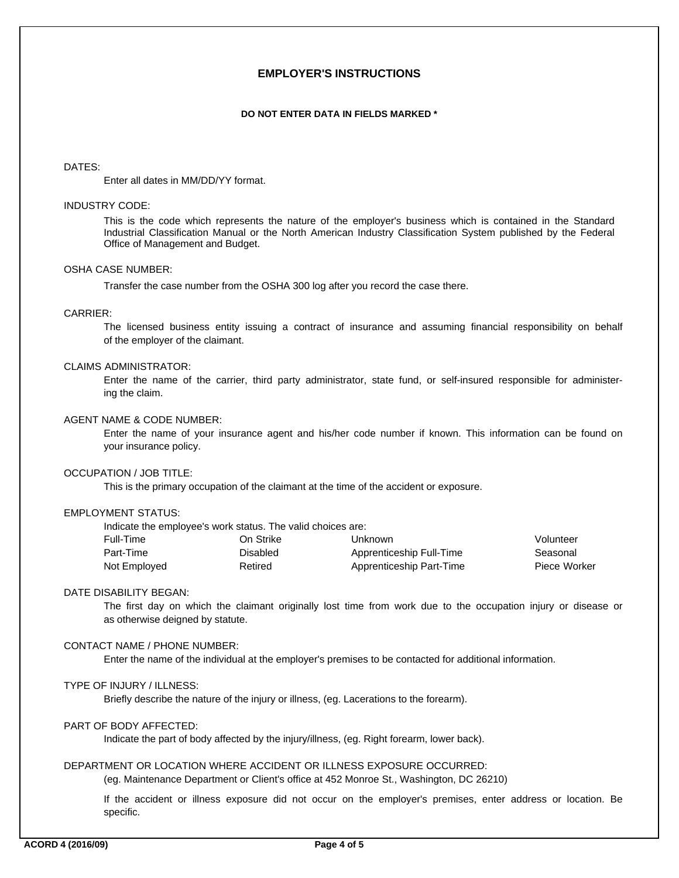# EMPLOYER'S INSTRUCTIONS

**DO NOT ENTER DATA IN FIELDS MARKED ***

DATES:

Enter all dates in MM/DD/YY format.

INDUSTRY CODE:

This is the code which represents the nature of the employer's business which is contained in the Standard Industrial Classification Manual or the North American Industry Classification System published by the Federal Office of Management and Budget.

OSHA CASE NUMBER:

Transfer the case number from the OSHA 300 log after you record the case there.

CARRIER:

The licensed business entity issuing a contract of insurance and assuming financial responsibility on behalf of the employer of the claimant.

CLAIMS ADMINISTRATOR:

Enter the name of the carrier, third party administrator, state fund, or self-insured responsible for administering the claim.

AGENT NAME & CODE NUMBER:

Enter the name of your insurance agent and his/her code number if known. This information can be found on your insurance policy.

OCCUPATION / JOB TITLE:

This is the primary occupation of the claimant at the time of the accident or exposure.

EMPLOYMENT STATUS:

Indicate the employee's work status. The valid choices are:

| | | | |
|---|---|---|---|
| Full-Time | On Strike | Unknown | Volunteer |
| Part-Time | Disabled | Apprenticeship Full-Time | Seasonal |
| Not Employed | Retired | Apprenticeship Part-Time | Piece Worker |

DATE DISABILITY BEGAN:

The first day on which the claimant originally lost time from work due to the occupation injury or disease or as otherwise deigned by statute.

CONTACT NAME / PHONE NUMBER:

Enter the name of the individual at the employer's premises to be contacted for additional information.

TYPE OF INJURY / ILLNESS:

Briefly describe the nature of the injury or illness, (eg. Lacerations to the forearm).

PART OF BODY AFFECTED:

Indicate the part of body affected by the injury/illness, (eg. Right forearm, lower back).

DEPARTMENT OR LOCATION WHERE ACCIDENT OR ILLNESS EXPOSURE OCCURRED:

(eg. Maintenance Department or Client's office at 452 Monroe St., Washington, DC 26210)

If the accident or illness exposure did not occur on the employer's premises, enter address or location. Be specific.

ACORD 4 (2016/09)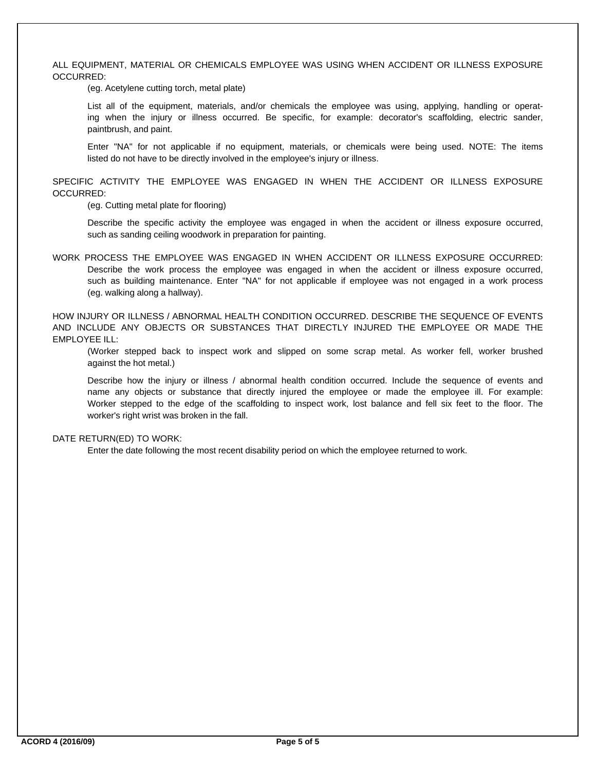ALL EQUIPMENT, MATERIAL OR CHEMICALS EMPLOYEE WAS USING WHEN ACCIDENT OR ILLNESS EXPOSURE OCCURRED:

(eg. Acetylene cutting torch, metal plate)

List all of the equipment, materials, and/or chemicals the employee was using, applying, handling or operating when the injury or illness occurred. Be specific, for example: decorator's scaffolding, electric sander, paintbrush, and paint.

Enter "NA" for not applicable if no equipment, materials, or chemicals were being used. NOTE: The items listed do not have to be directly involved in the employee's injury or illness.

SPECIFIC ACTIVITY THE EMPLOYEE WAS ENGAGED IN WHEN THE ACCIDENT OR ILLNESS EXPOSURE OCCURRED:

(eg. Cutting metal plate for flooring)

Describe the specific activity the employee was engaged in when the accident or illness exposure occurred, such as sanding ceiling woodwork in preparation for painting.

WORK PROCESS THE EMPLOYEE WAS ENGAGED IN WHEN ACCIDENT OR ILLNESS EXPOSURE OCCURRED:

Describe the work process the employee was engaged in when the accident or illness exposure occurred, such as building maintenance. Enter "NA" for not applicable if employee was not engaged in a work process (eg. walking along a hallway).

HOW INJURY OR ILLNESS / ABNORMAL HEALTH CONDITION OCCURRED. DESCRIBE THE SEQUENCE OF EVENTS AND INCLUDE ANY OBJECTS OR SUBSTANCES THAT DIRECTLY INJURED THE EMPLOYEE OR MADE THE EMPLOYEE ILL:

(Worker stepped back to inspect work and slipped on some scrap metal. As worker fell, worker brushed against the hot metal.)

Describe how the injury or illness / abnormal health condition occurred. Include the sequence of events and name any objects or substance that directly injured the employee or made the employee ill. For example: Worker stepped to the edge of the scaffolding to inspect work, lost balance and fell six feet to the floor. The worker's right wrist was broken in the fall.

DATE RETURN(ED) TO WORK:

Enter the date following the most recent disability period on which the employee returned to work.